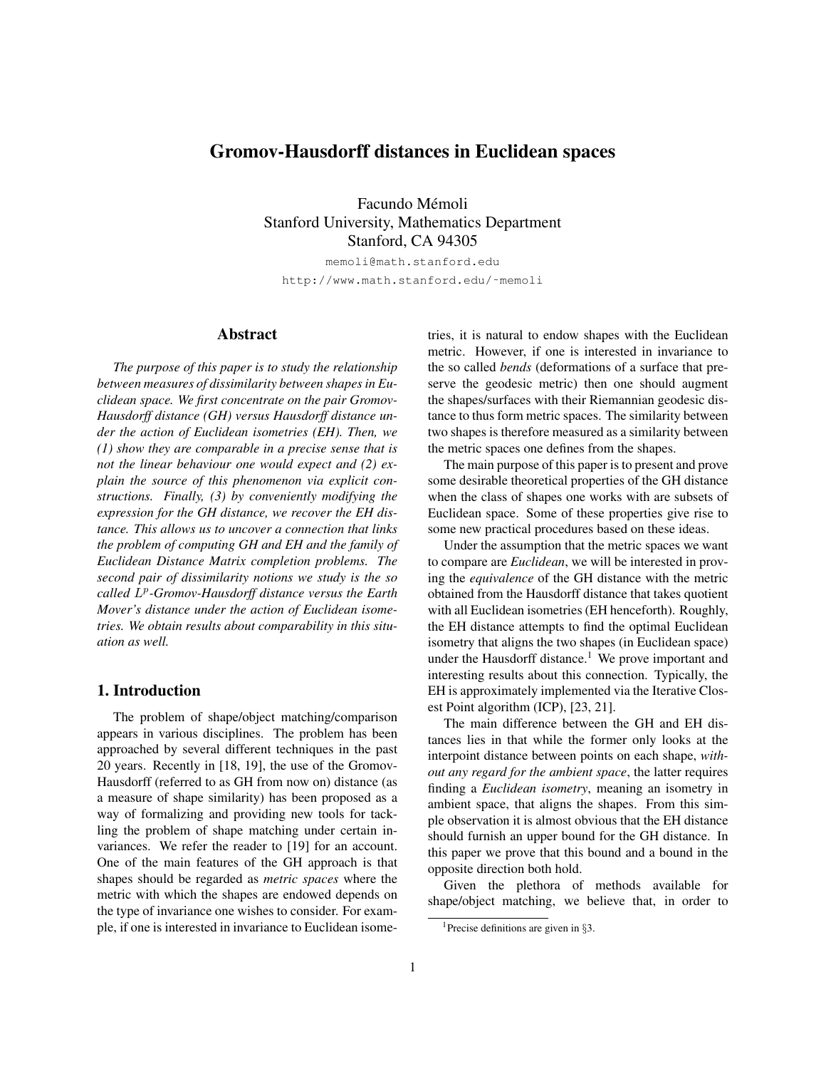# Gromov-Hausdorff distances in Euclidean spaces

Facundo Mémoli
Stanford University, Mathematics Department
Stanford, CA 94305

memoli@math.stanford.edu
http://www.math.stanford.edu/~memoli

## Abstract

*The purpose of this paper is to study the relationship between measures of dissimilarity between shapes in Euclidean space. We first concentrate on the pair Gromov-Hausdorff distance (GH) versus Hausdorff distance under the action of Euclidean isometries (EH). Then, we (1) show they are comparable in a precise sense that is not the linear behaviour one would expect and (2) explain the source of this phenomenon via explicit constructions. Finally, (3) by conveniently modifying the expression for the GH distance, we recover the EH distance. This allows us to uncover a connection that links the problem of computing GH and EH and the family of Euclidean Distance Matrix completion problems. The second pair of dissimilarity notions we study is the so called $L^p$-Gromov-Hausdorff distance versus the Earth Mover's distance under the action of Euclidean isometries. We obtain results about comparability in this situation as well.*

## 1. Introduction

The problem of shape/object matching/comparison appears in various disciplines. The problem has been approached by several different techniques in the past 20 years. Recently in [18, 19], the use of the Gromov-Hausdorff (referred to as GH from now on) distance (as a measure of shape similarity) has been proposed as a way of formalizing and providing new tools for tackling the problem of shape matching under certain invariances. We refer the reader to [19] for an account. One of the main features of the GH approach is that shapes should be regarded as *metric spaces* where the metric with which the shapes are endowed depends on the type of invariance one wishes to consider. For example, if one is interested in invariance to Euclidean isometries, it is natural to endow shapes with the Euclidean metric. However, if one is interested in invariance to the so called *bends* (deformations of a surface that preserve the geodesic metric) then one should augment the shapes/surfaces with their Riemannian geodesic distance to thus form metric spaces. The similarity between two shapes is therefore measured as a similarity between the metric spaces one defines from the shapes.

The main purpose of this paper is to present and prove some desirable theoretical properties of the GH distance when the class of shapes one works with are subsets of Euclidean space. Some of these properties give rise to some new practical procedures based on these ideas.

Under the assumption that the metric spaces we want to compare are *Euclidean*, we will be interested in proving the *equivalence* of the GH distance with the metric obtained from the Hausdorff distance that takes quotient with all Euclidean isometries (EH henceforth). Roughly, the EH distance attempts to find the optimal Euclidean isometry that aligns the two shapes (in Euclidean space) under the Hausdorff distance.[1] We prove important and interesting results about this connection. Typically, the EH is approximately implemented via the Iterative Closest Point algorithm (ICP), [23, 21].

The main difference between the GH and EH distances lies in that while the former only looks at the interpoint distance between points on each shape, *without any regard for the ambient space*, the latter requires finding a *Euclidean isometry*, meaning an isometry in ambient space, that aligns the shapes. From this simple observation it is almost obvious that the EH distance should furnish an upper bound for the GH distance. In this paper we prove that this bound and a bound in the opposite direction both hold.

Given the plethora of methods available for shape/object matching, we believe that, in order to

[1] Precise definitions are given in §3.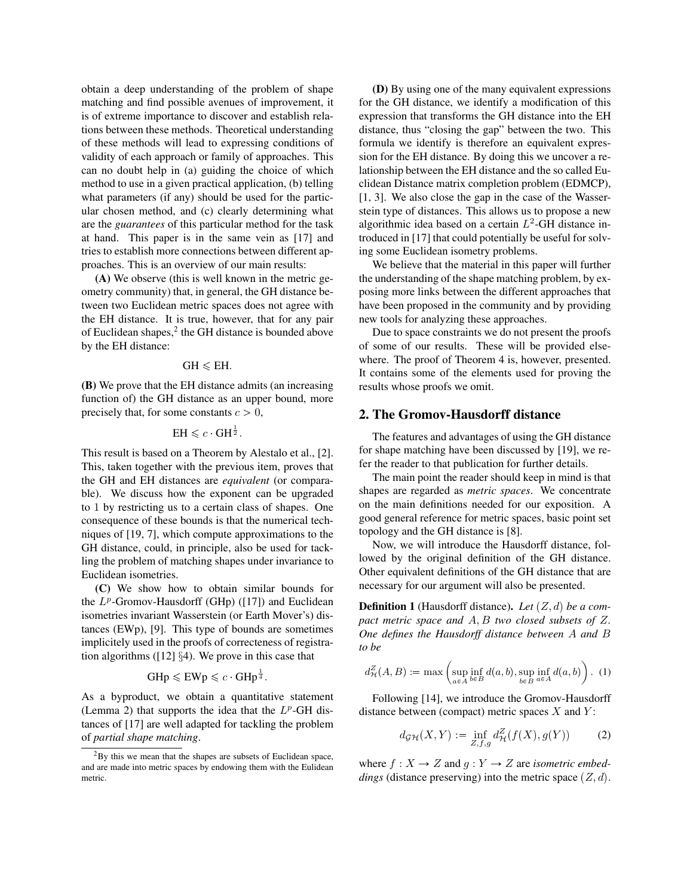obtain a deep understanding of the problem of shape matching and find possible avenues of improvement, it is of extreme importance to discover and establish relations between these methods. Theoretical understanding of these methods will lead to expressing conditions of validity of each approach or family of approaches. This can no doubt help in (a) guiding the choice of which method to use in a given practical application, (b) telling what parameters (if any) should be used for the particular chosen method, and (c) clearly determining what are the *guarantees* of this particular method for the task at hand. This paper is in the same vein as [17] and tries to establish more connections between different approaches. This is an overview of our main results:

**(A)** We observe (this is well known in the metric geometry community) that, in general, the GH distance between two Euclidean metric spaces does not agree with the EH distance. It is true, however, that for any pair of Euclidean shapes,[2] the GH distance is bounded above by the EH distance:

$$\mathrm{GH} \leqslant \mathrm{EH}.$$

**(B)** We prove that the EH distance admits (an increasing function of) the GH distance as an upper bound, more precisely that, for some constants $c > 0$,

$$\mathrm{EH} \leqslant c \cdot \mathrm{GH}^{\frac{1}{2}}.$$

This result is based on a Theorem by Alestalo et al., [2]. This, taken together with the previous item, proves that the GH and EH distances are *equivalent* (or comparable). We discuss how the exponent can be upgraded to 1 by restricting us to a certain class of shapes. One consequence of these bounds is that the numerical techniques of [19, 7], which compute approximations to the GH distance, could, in principle, also be used for tackling the problem of matching shapes under invariance to Euclidean isometries.

**(C)** We show how to obtain similar bounds for the $L^p$-Gromov-Hausdorff (GHp) ([17]) and Euclidean isometries invariant Wasserstein (or Earth Mover's) distances (EWp), [9]. This type of bounds are sometimes implicitely used in the proofs of correcteness of registration algorithms ([12] §4). We prove in this case that

$$\mathrm{GHp} \leqslant \mathrm{EWp} \leqslant c \cdot \mathrm{GHp}^{\frac{1}{4}}.$$

As a byproduct, we obtain a quantitative statement (Lemma 2) that supports the idea that the $L^p$-GH distances of [17] are well adapted for tackling the problem of *partial shape matching*.

[2] By this we mean that the shapes are subsets of Euclidean space, and are made into metric spaces by endowing them with the Eulidean metric.

**(D)** By using one of the many equivalent expressions for the GH distance, we identify a modification of this expression that transforms the GH distance into the EH distance, thus "closing the gap" between the two. This formula we identify is therefore an equivalent expression for the EH distance. By doing this we uncover a relationship between the EH distance and the so called Euclidean Distance matrix completion problem (EDMCP), [1, 3]. We also close the gap in the case of the Wasserstein type of distances. This allows us to propose a new algorithmic idea based on a certain $L^2$-GH distance introduced in [17] that could potentially be useful for solving some Euclidean isometry problems.

We believe that the material in this paper will further the understanding of the shape matching problem, by exposing more links between the different approaches that have been proposed in the community and by providing new tools for analyzing these approaches.

Due to space constraints we do not present the proofs of some of our results. These will be provided elsewhere. The proof of Theorem 4 is, however, presented. It contains some of the elements used for proving the results whose proofs we omit.

## 2. The Gromov-Hausdorff distance

The features and advantages of using the GH distance for shape matching have been discussed by [19], we refer the reader to that publication for further details.

The main point the reader should keep in mind is that shapes are regarded as *metric spaces*. We concentrate on the main definitions needed for our exposition. A good general reference for metric spaces, basic point set topology and the GH distance is [8].

Now, we will introduce the Hausdorff distance, followed by the original definition of the GH distance. Other equivalent definitions of the GH distance that are necessary for our argument will also be presented.

**Definition 1** (Hausdorff distance)**.** *Let $(Z, d)$ be a compact metric space and $A, B$ two closed subsets of $Z$. One defines the Hausdorff distance between $A$ and $B$ to be*

$$d_{\mathcal{H}}^{Z}(A,B) := \max\left(\sup_{a\in A}\inf_{b\in B} d(a,b), \sup_{b\in B}\inf_{a\in A} d(a,b)\right). \quad (1)$$

Following [14], we introduce the Gromov-Hausdorff distance between (compact) metric spaces $X$ and $Y$:

$$d_{\mathcal{GH}}(X,Y) := \inf_{Z,f,g} d_{\mathcal{H}}^{Z}(f(X), g(Y)) \quad (2)$$

where $f : X \to Z$ and $g : Y \to Z$ are *isometric embeddings* (distance preserving) into the metric space $(Z, d)$.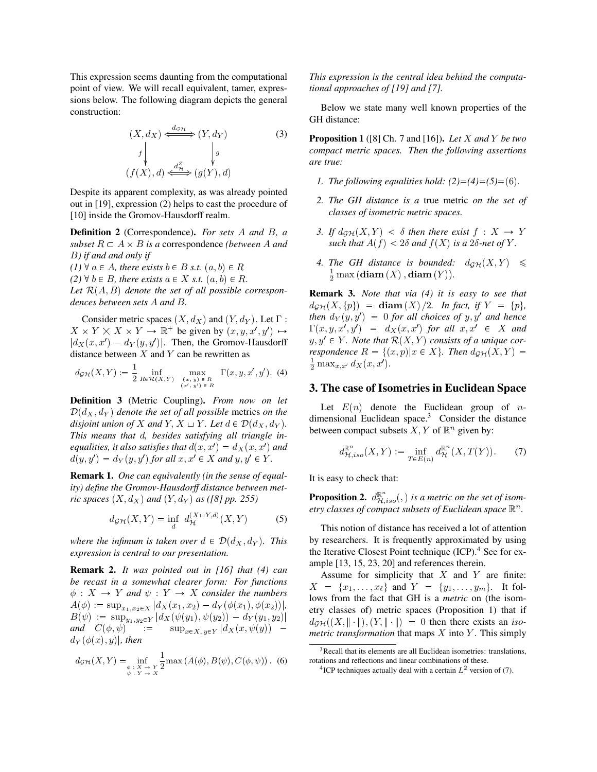This expression seems daunting from the computational point of view. We will recall equivalent, tamer, expressions below. The following diagram depicts the general construction:

$$\begin{array}{ccc} (X, d_X) & \overset{d_{\mathcal{GH}}}{\Longleftrightarrow} & (Y, d_Y) \\ f \downarrow & & \downarrow g \\ (f(X), d) & \overset{d_{\mathcal{H}}^Z}{\Longleftrightarrow} & (g(Y), d) \end{array} \quad (3)$$

Despite its apparent complexity, as was already pointed out in [19], expression (2) helps to cast the procedure of [10] inside the Gromov-Hausdorff realm.

**Definition 2** (Correspondence). *For sets $A$ and $B$, a subset $R \subset A \times B$ is a* correspondence *(between $A$ and $B$) if and and only if*
*(1) $\forall\, a \in A$, there exists $b \in B$ s.t. $(a, b) \in R$*
*(2) $\forall\, b \in B$, there exists $a \in X$ s.t. $(a, b) \in R$.*
*Let $\mathcal{R}(A, B)$ denote the set of all possible correspondences between sets $A$ and $B$.*

Consider metric spaces $(X, d_X)$ and $(Y, d_Y)$. Let $\Gamma : X \times Y \times X \times Y \to \mathbb{R}^+$ be given by $(x, y, x', y') \mapsto |d_X(x, x') - d_Y(y, y')|$. Then, the Gromov-Hausdorff distance between $X$ and $Y$ can be rewritten as

$$d_{\mathcal{GH}}(X, Y) := \frac{1}{2} \inf_{R \in \mathcal{R}(X,Y)} \max_{\substack{(x,\, y)\, \in\, R \\ (x',\, y')\, \in\, R}} \Gamma(x, y, x', y'). \quad (4)$$

**Definition 3** (Metric Coupling). *From now on let $\mathcal{D}(d_X, d_Y)$ denote the set of all possible* metrics *on the disjoint union of $X$ and $Y$, $X \sqcup Y$. Let $d \in \mathcal{D}(d_X, d_Y)$. This means that $d$, besides satisfying all triangle inequalities, it also satisfies that $d(x, x') = d_X(x, x')$ and $d(y, y') = d_Y(y, y')$ for all $x, x' \in X$ and $y, y' \in Y$.*

**Remark 1.** *One can equivalently (in the sense of equality) define the Gromov-Hausdorff distance between metric spaces $(X, d_X)$ and $(Y, d_Y)$ as ([8] pp. 255)*

$$d_{\mathcal{GH}}(X, Y) = \inf_d \; d_{\mathcal{H}}^{(X \sqcup Y, d)}(X, Y) \quad (5)$$

*where the infimum is taken over $d \in \mathcal{D}(d_X, d_Y)$. This expression is central to our presentation.*

**Remark 2.** *It was pointed out in [16] that (4) can be recast in a somewhat clearer form: For functions $\phi : X \to Y$ and $\psi : Y \to X$ consider the numbers $A(\phi) := \sup_{x_1, x_2 \in X} |d_X(x_1, x_2) - d_Y(\phi(x_1), \phi(x_2))|$, $B(\psi) := \sup_{y_1, y_2 \in Y} |d_X(\psi(y_1), \psi(y_2)) - d_Y(y_1, y_2)|$ and $C(\phi, \psi) := \sup_{x \in X,\, y \in Y} |d_X(x, \psi(y)) - d_Y(\phi(x), y)|$, then*

$$d_{\mathcal{GH}}(X, Y) = \inf_{\substack{\phi\, :\, X \to Y \\ \psi\, :\, Y \to X}} \frac{1}{2} \max\left(A(\phi), B(\psi), C(\phi, \psi)\right). \quad (6)$$

*This expression is the central idea behind the computational approaches of [19] and [7].*

Below we state many well known properties of the GH distance:

**Proposition 1** ([8] Ch. 7 and [16]). *Let $X$ and $Y$ be two compact metric spaces. Then the following assertions are true:*

1. *The following equalities hold: (2)=(4)=(5)=(6).*
2. *The GH distance is a* true metric *on the set of classes of isometric metric spaces.*
3. *If $d_{\mathcal{GH}}(X, Y) < \delta$ then there exist $f : X \to Y$ such that $A(f) < 2\delta$ and $f(X)$ is a $2\delta$-net of $Y$.*
4. *The GH distance is bounded: $d_{\mathcal{GH}}(X, Y) \leqslant \frac{1}{2} \max\left(\mathbf{diam}\,(X), \mathbf{diam}\,(Y)\right)$.*

**Remark 3.** *Note that via (4) it is easy to see that $d_{\mathcal{GH}}(X, \{p\}) = \mathbf{diam}\,(X)/2$. In fact, if $Y = \{p\}$, then $d_Y(y, y') = 0$ for all choices of $y, y'$ and hence $\Gamma(x, y, x', y') = d_X(x, x')$ for all $x, x' \in X$ and $y, y' \in Y$. Note that $\mathcal{R}(X, Y)$ consists of a unique correspondence $R = \{(x, p) | x \in X\}$. Then $d_{\mathcal{GH}}(X, Y) = \frac{1}{2} \max_{x, x'} d_X(x, x')$.*

## 3. The case of Isometries in Euclidean Space

Let $E(n)$ denote the Euclidean group of $n$-dimensional Euclidean space.[3] Consider the distance between compact subsets $X, Y$ of $\mathbb{R}^n$ given by:

$$d_{\mathcal{H},iso}^{\mathbb{R}^n}(X, Y) := \inf_{T \in E(n)} d_{\mathcal{H}}^{\mathbb{R}^n}(X, T(Y)). \quad (7)$$

It is easy to check that:

**Proposition 2.** *$d_{\mathcal{H},iso}^{\mathbb{R}^n}(,)$ is a metric on the set of isometry classes of compact subsets of Euclidean space $\mathbb{R}^n$.*

This notion of distance has received a lot of attention by researchers. It is frequently approximated by using the Iterative Closest Point technique (ICP).[4] See for example [13, 15, 23, 20] and references therein.

Assume for simplicity that $X$ and $Y$ are finite: $X = \{x_1, \ldots, x_\ell\}$ and $Y = \{y_1, \ldots, y_m\}$. It follows from the fact that GH is a *metric* on (the isometry classes of) metric spaces (Proposition 1) that if $d_{\mathcal{GH}}((X, \|\cdot\|), (Y, \|\cdot\|) = 0$ then there exists an *isometric transformation* that maps $X$ into $Y$. This simply

---

[3] Recall that its elements are all Euclidean isometries: translations, rotations and reflections and linear combinations of these.

[4] ICP techniques actually deal with a certain $L^2$ version of (7).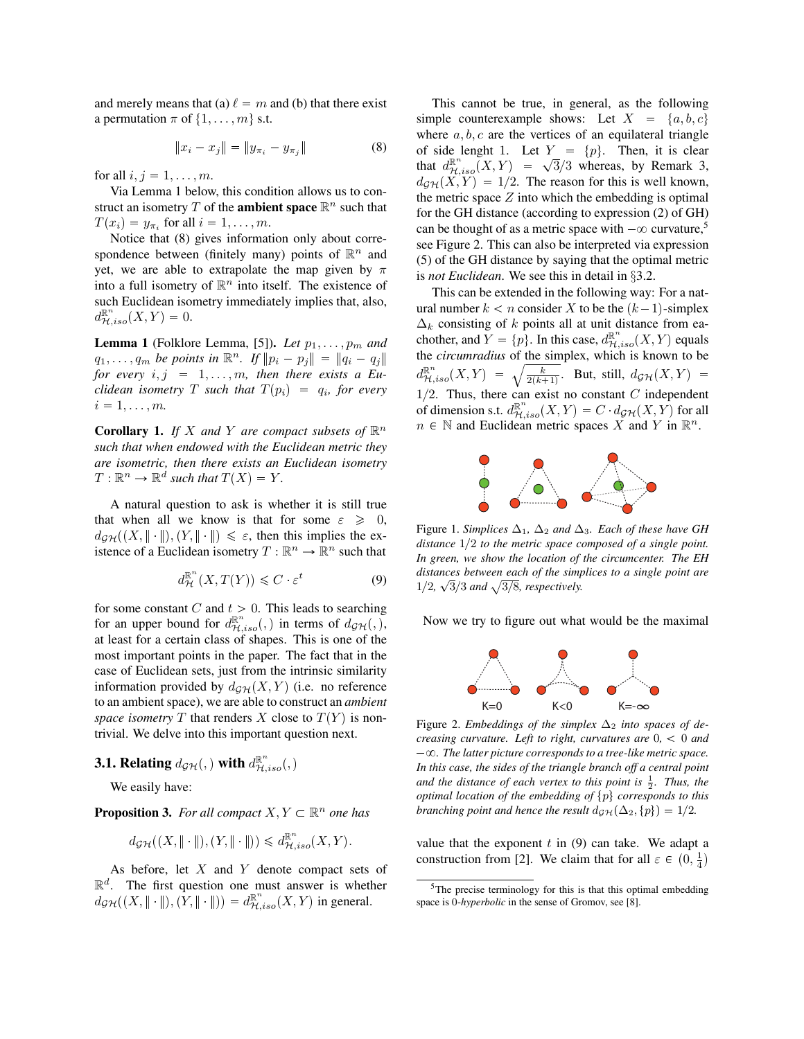and merely means that (a) $\ell = m$ and (b) that there exist a permutation $\pi$ of $\{1, \ldots, m\}$ s.t.

$$\|x_i - x_j\| = \|y_{\pi_i} - y_{\pi_j}\| \tag{8}$$

for all $i, j = 1, \ldots, m$.

Via Lemma 1 below, this condition allows us to construct an isometry $T$ of the **ambient space** $\mathbb{R}^n$ such that $T(x_i) = y_{\pi_i}$ for all $i = 1, \ldots, m$.

Notice that (8) gives information only about correspondence between (finitely many) points of $\mathbb{R}^n$ and yet, we are able to extrapolate the map given by $\pi$ into a full isometry of $\mathbb{R}^n$ into itself. The existence of such Euclidean isometry immediately implies that, also, $d_{\mathcal{H},iso}^{\mathbb{R}^n}(X, Y) = 0$.

**Lemma 1** (Folklore Lemma, [5]). *Let $p_1, \ldots, p_m$ and $q_1, \ldots, q_m$ be points in $\mathbb{R}^n$. If $\|p_i - p_j\| = \|q_i - q_j\|$ for every $i, j = 1, \ldots, m$, then there exists a Euclidean isometry $T$ such that $T(p_i) = q_i$, for every $i = 1, \ldots, m$.*

**Corollary 1.** *If $X$ and $Y$ are compact subsets of $\mathbb{R}^n$ such that when endowed with the Euclidean metric they are isometric, then there exists an Euclidean isometry $T : \mathbb{R}^n \to \mathbb{R}^d$ such that $T(X) = Y$.*

A natural question to ask is whether it is still true that when all we know is that for some $\varepsilon \geqslant 0$, $d_{\mathcal{GH}}((X, \|\cdot\|), (Y, \|\cdot\|) \leqslant \varepsilon$, then this implies the existence of a Euclidean isometry $T : \mathbb{R}^n \to \mathbb{R}^n$ such that

$$d_{\mathcal{H}}^{\mathbb{R}^n}(X, T(Y)) \leqslant C \cdot \varepsilon^t \tag{9}$$

for some constant $C$ and $t > 0$. This leads to searching for an upper bound for $d_{\mathcal{H},iso}^{\mathbb{R}^n}(,)$ in terms of $d_{\mathcal{GH}}(,)$, at least for a certain class of shapes. This is one of the most important points in the paper. The fact that in the case of Euclidean sets, just from the intrinsic similarity information provided by $d_{\mathcal{GH}}(X, Y)$ (i.e. no reference to an ambient space), we are able to construct an *ambient space isometry* $T$ that renders $X$ close to $T(Y)$ is non-trivial. We delve into this important question next.

### 3.1. Relating $d_{\mathcal{GH}}(,)$ with $d_{\mathcal{H},iso}^{\mathbb{R}^n}(,)$

We easily have:

**Proposition 3.** *For all compact $X, Y \subset \mathbb{R}^n$ one has*

$$d_{\mathcal{GH}}((X, \|\cdot\|), (Y, \|\cdot\|)) \leqslant d_{\mathcal{H},iso}^{\mathbb{R}^n}(X, Y).$$

As before, let $X$ and $Y$ denote compact sets of $\mathbb{R}^d$. The first question one must answer is whether $d_{\mathcal{GH}}((X, \|\cdot\|), (Y, \|\cdot\|)) = d_{\mathcal{H},iso}^{\mathbb{R}^n}(X, Y)$ in general.

This cannot be true, in general, as the following simple counterexample shows: Let $X = \{a, b, c\}$ where $a, b, c$ are the vertices of an equilateral triangle of side lenght 1. Let $Y = \{p\}$. Then, it is clear that $d_{\mathcal{H},iso}^{\mathbb{R}^n}(X, Y) = \sqrt{3}/3$ whereas, by Remark 3, $d_{\mathcal{GH}}(X, Y) = 1/2$. The reason for this is well known, the metric space $Z$ into which the embedding is optimal for the GH distance (according to expression (2) of GH) can be thought of as a metric space with $-\infty$ curvature,[5] see Figure 2. This can also be interpreted via expression (5) of the GH distance by saying that the optimal metric is *not Euclidean*. We see this in detail in §3.2.

This can be extended in the following way: For a natural number $k < n$ consider $X$ to be the $(k-1)$-simplex $\Delta_k$ consisting of $k$ points all at unit distance from eachother, and $Y = \{p\}$. In this case, $d_{\mathcal{H},iso}^{\mathbb{R}^n}(X, Y)$ equals the *circumradius* of the simplex, which is known to be $d_{\mathcal{H},iso}^{\mathbb{R}^n}(X, Y) = \sqrt{\frac{k}{2(k+1)}}$. But, still, $d_{\mathcal{GH}}(X, Y) = 1/2$. Thus, there can exist no constant $C$ independent of dimension s.t. $d_{\mathcal{H},iso}^{\mathbb{R}^n}(X, Y) = C \cdot d_{\mathcal{GH}}(X, Y)$ for all $n \in \mathbb{N}$ and Euclidean metric spaces $X$ and $Y$ in $\mathbb{R}^n$.

Figure 1. *Simplices $\Delta_1$, $\Delta_2$ and $\Delta_3$. Each of these have GH distance $1/2$ to the metric space composed of a single point. In green, we show the location of the circumcenter. The EH distances between each of the simplices to a single point are $1/2$, $\sqrt{3}/3$ and $\sqrt{3/8}$, respectively.*

Figure 2. *Embeddings of the simplex $\Delta_2$ into spaces of decreasing curvature. Left to right, curvatures are $0$, $< 0$ and $-\infty$. The latter picture corresponds to a tree-like metric space. In this case, the sides of the triangle branch off a central point and the distance of each vertex to this point is $\frac{1}{2}$. Thus, the optimal location of the embedding of $\{p\}$ corresponds to this branching point and hence the result $d_{\mathcal{GH}}(\Delta_2, \{p\}) = 1/2$.*

Now we try to figure out what would be the maximal value that the exponent $t$ in (9) can take. We adapt a construction from [2]. We claim that for all $\varepsilon \in (0, \frac{1}{4})$

[5] The precise terminology for this is that this optimal embedding space is 0-*hyperbolic* in the sense of Gromov, see [8].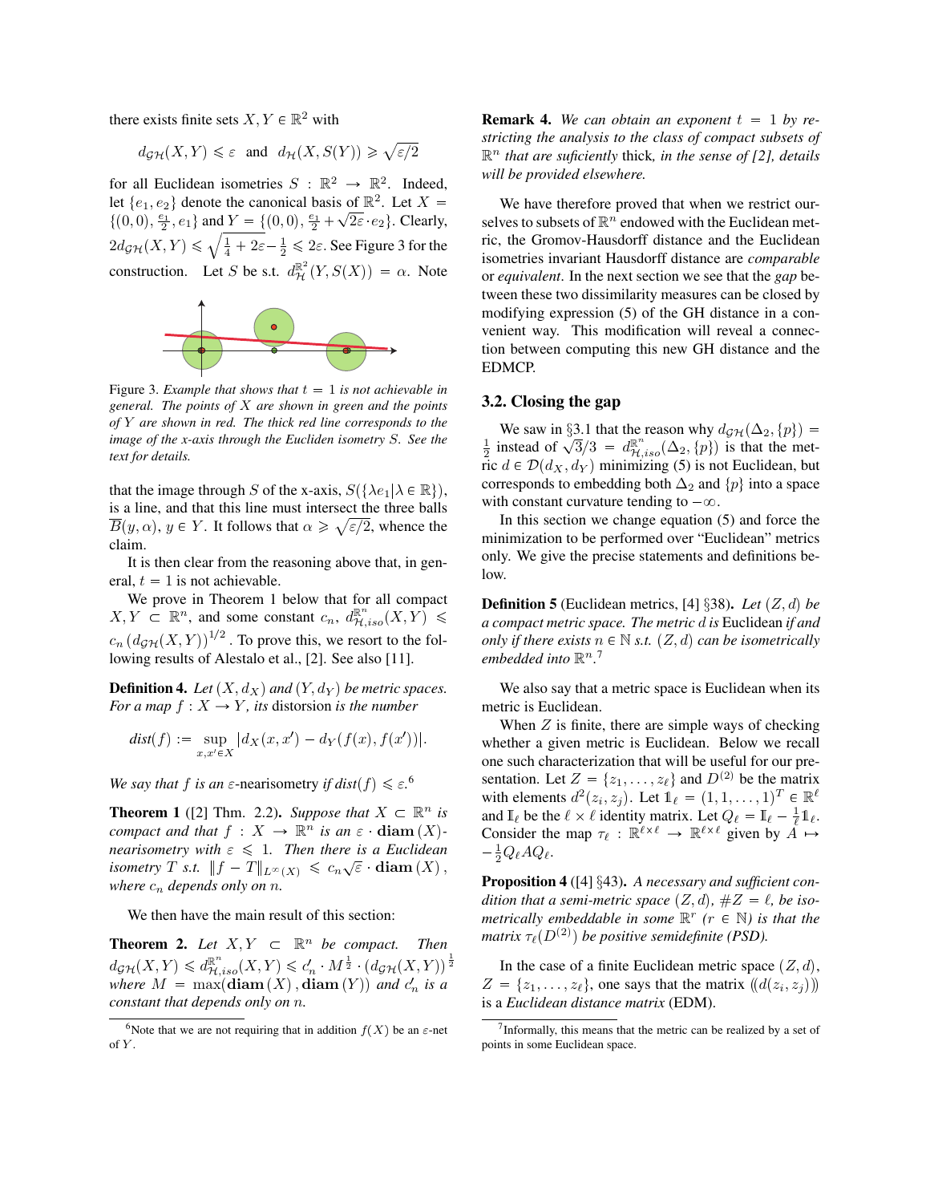there exists finite sets $X, Y \in \mathbb{R}^2$ with

$$d_{\mathcal{GH}}(X,Y) \leqslant \varepsilon \quad \text{and} \quad d_{\mathcal{H}}(X, S(Y)) \geqslant \sqrt{\varepsilon/2}$$

for all Euclidean isometries $S : \mathbb{R}^2 \to \mathbb{R}^2$. Indeed, let $\{e_1, e_2\}$ denote the canonical basis of $\mathbb{R}^2$. Let $X = \{(0,0), \frac{e_1}{2}, e_1\}$ and $Y = \{(0,0), \frac{e_1}{2} + \sqrt{2\varepsilon} \cdot e_2\}$. Clearly, $2d_{\mathcal{GH}}(X,Y) \leqslant \sqrt{\frac{1}{4} + 2\varepsilon} - \frac{1}{2} \leqslant 2\varepsilon$. See Figure 3 for the construction. Let $S$ be s.t. $d_{\mathcal{H}}^{\mathbb{R}^2}(Y, S(X)) = \alpha$. Note

Figure 3. *Example that shows that $t = 1$ is not achievable in general. The points of $X$ are shown in green and the points of $Y$ are shown in red. The thick red line corresponds to the image of the x-axis through the Eucliden isometry $S$. See the text for details.*

that the image through $S$ of the x-axis, $S(\{\lambda e_1 | \lambda \in \mathbb{R}\})$, is a line, and that this line must intersect the three balls $\overline{B}(y, \alpha)$, $y \in Y$. It follows that $\alpha \geqslant \sqrt{\varepsilon/2}$, whence the claim.

It is then clear from the reasoning above that, in general, $t = 1$ is not achievable.

We prove in Theorem 1 below that for all compact $X, Y \subset \mathbb{R}^n$, and some constant $c_n$, $d_{\mathcal{H},iso}^{\mathbb{R}^n}(X,Y) \leqslant c_n \left(d_{\mathcal{GH}}(X,Y)\right)^{1/2}$. To prove this, we resort to the following results of Alestalo et al., [2]. See also [11].

**Definition 4.** *Let $(X, d_X)$ and $(Y, d_Y)$ be metric spaces. For a map $f : X \to Y$, its* distortion *is the number*

$$dist(f) := \sup_{x,x' \in X} |d_X(x,x') - d_Y(f(x), f(x'))|.$$

*We say that $f$ is an $\varepsilon$-nearisometry if $dist(f) \leqslant \varepsilon$.*[6]

**Theorem 1** ([2] Thm. 2.2)**.** *Suppose that $X \subset \mathbb{R}^n$ is compact and that $f : X \to \mathbb{R}^n$ is an $\varepsilon \cdot \mathbf{diam}(X)$-nearisometry with $\varepsilon \leqslant 1$. Then there is a Euclidean isometry $T$ s.t. $\|f - T\|_{L^\infty(X)} \leqslant c_n \sqrt{\varepsilon} \cdot \mathbf{diam}(X)$, where $c_n$ depends only on $n$.*

We then have the main result of this section:

**Theorem 2.** *Let $X, Y \subset \mathbb{R}^n$ be compact. Then $d_{\mathcal{GH}}(X,Y) \leqslant d_{\mathcal{H},iso}^{\mathbb{R}^n}(X,Y) \leqslant c'_n \cdot M^{\frac{1}{2}} \cdot (d_{\mathcal{GH}}(X,Y))^{\frac{1}{2}}$ where $M = \max(\mathbf{diam}(X), \mathbf{diam}(Y))$ and $c'_n$ is a constant that depends only on $n$.*

[6] Note that we are not requiring that in addition $f(X)$ be an $\varepsilon$-net of $Y$.

**Remark 4.** *We can obtain an exponent $t = 1$ by restricting the analysis to the class of compact subsets of $\mathbb{R}^n$ that are suficiently* thick*, in the sense of [2], details will be provided elsewhere.*

We have therefore proved that when we restrict ourselves to subsets of $\mathbb{R}^n$ endowed with the Euclidean metric, the Gromov-Hausdorff distance and the Euclidean isometries invariant Hausdorff distance are *comparable* or *equivalent*. In the next section we see that the *gap* between these two dissimilarity measures can be closed by modifying expression (5) of the GH distance in a convenient way. This modification will reveal a connection between computing this new GH distance and the EDMCP.

### 3.2. Closing the gap

We saw in §3.1 that the reason why $d_{\mathcal{GH}}(\Delta_2, \{p\}) = \frac{1}{2}$ instead of $\sqrt{3}/3 = d_{\mathcal{H},iso}^{\mathbb{R}^n}(\Delta_2, \{p\})$ is that the metric $d \in \mathcal{D}(d_X, d_Y)$ minimizing (5) is not Euclidean, but corresponds to embedding both $\Delta_2$ and $\{p\}$ into a space with constant curvature tending to $-\infty$.

In this section we change equation (5) and force the minimization to be performed over "Euclidean" metrics only. We give the precise statements and definitions below.

**Definition 5** (Euclidean metrics, [4] §38)**.** *Let $(Z, d)$ be a compact metric space. The metric $d$ is* Euclidean *if and only if there exists $n \in \mathbb{N}$ s.t. $(Z, d)$ can be isometrically embedded into $\mathbb{R}^n$.*[7]

We also say that a metric space is Euclidean when its metric is Euclidean.

When $Z$ is finite, there are simple ways of checking whether a given metric is Euclidean. Below we recall one such characterization that will be useful for our presentation. Let $Z = \{z_1, \ldots, z_\ell\}$ and $D^{(2)}$ be the matrix with elements $d^2(z_i, z_j)$. Let $\mathbb{1}_\ell = (1, 1, \ldots, 1)^T \in \mathbb{R}^\ell$ and $\mathbb{I}_\ell$ be the $\ell \times \ell$ identity matrix. Let $Q_\ell = \mathbb{I}_\ell - \frac{1}{\ell}\mathbb{1}_\ell$. Consider the map $\tau_\ell : \mathbb{R}^{\ell \times \ell} \to \mathbb{R}^{\ell \times \ell}$ given by $A \mapsto -\frac{1}{2} Q_\ell A Q_\ell$.

**Proposition 4** ([4] §43)**.** *A necessary and sufficient condition that a semi-metric space $(Z, d)$, $\#Z = \ell$, be isometrically embeddable in some $\mathbb{R}^r$ ($r \in \mathbb{N}$) is that the matrix $\tau_\ell(D^{(2)})$ be positive semidefinite (PSD).*

In the case of a finite Euclidean metric space $(Z, d)$, $Z = \{z_1, \ldots, z_\ell\}$, one says that the matrix $((d(z_i, z_j)))$ is a *Euclidean distance matrix* (EDM).

[7] Informally, this means that the metric can be realized by a set of points in some Euclidean space.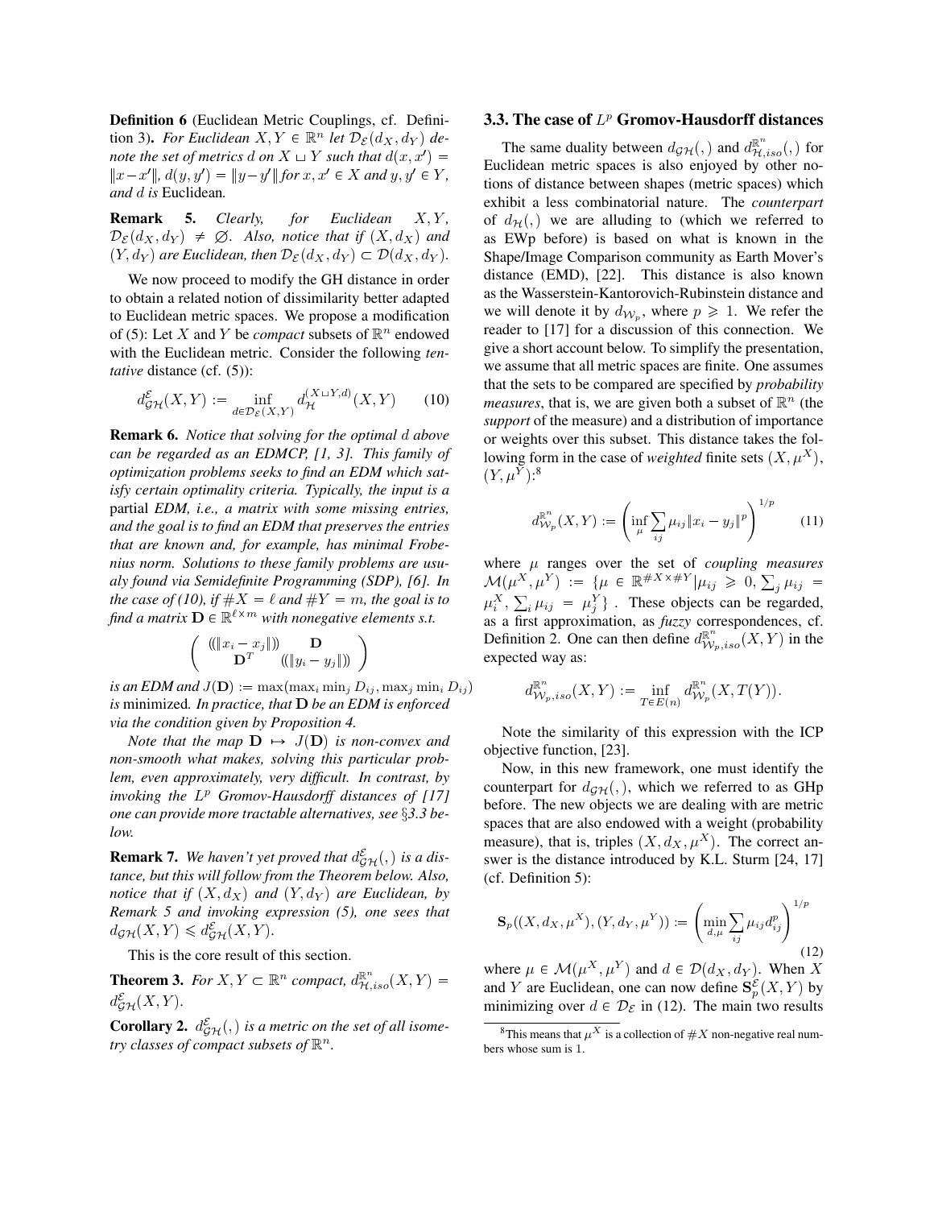**Definition 6** (Euclidean Metric Couplings, cf. Definition 3)**.** *For Euclidean $X, Y \in \mathbb{R}^n$ let $\mathcal{D}_\mathcal{E}(d_X, d_Y)$ denote the set of metrics $d$ on $X \sqcup Y$ such that $d(x,x') = \|x-x'\|$, $d(y,y') = \|y-y'\|$ for $x, x' \in X$ and $y, y' \in Y$, and $d$ is* Euclidean*.*

**Remark 5.** *Clearly, for Euclidean $X, Y$, $\mathcal{D}_\mathcal{E}(d_X, d_Y) \neq \emptyset$. Also, notice that if $(X, d_X)$ and $(Y, d_Y)$ are Euclidean, then $\mathcal{D}_\mathcal{E}(d_X, d_Y) \subset \mathcal{D}(d_X, d_Y)$.*

We now proceed to modify the GH distance in order to obtain a related notion of dissimilarity better adapted to Euclidean metric spaces. We propose a modification of (5): Let $X$ and $Y$ be *compact* subsets of $\mathbb{R}^n$ endowed with the Euclidean metric. Consider the following *tentative* distance (cf. (5)):

$$d_{\mathcal{GH}}^{\mathcal{E}}(X,Y) := \inf_{d \in \mathcal{D}_\mathcal{E}(X,Y)} d_{\mathcal{H}}^{(X \sqcup Y, d)}(X,Y) \qquad (10)$$

**Remark 6.** *Notice that solving for the optimal $d$ above can be regarded as an EDMCP, [1, 3]. This family of optimization problems seeks to find an EDM which satisfy certain optimality criteria. Typically, the input is a* partial *EDM, i.e., a matrix with some missing entries, and the goal is to find an EDM that preserves the entries that are known and, for example, has minimal Frobenius norm. Solutions to these family problems are usualy found via Semidefinite Programming (SDP), [6]. In the case of (10), if $\#X = \ell$ and $\#Y = m$, the goal is to find a matrix $\mathbf{D} \in \mathbb{R}^{\ell \times m}$ with nonegative elements s.t.*

$$\begin{pmatrix} ((\|x_i - x_j\|)) & \mathbf{D} \\ \mathbf{D}^T & ((\|y_i - y_j\|)) \end{pmatrix}$$

*is an EDM and $J(\mathbf{D}) := \max(\max_i \min_j D_{ij}, \max_j \min_i D_{ij})$ is* minimized*. In practice, that $\mathbf{D}$ be an EDM is enforced via the condition given by Proposition 4.*

*Note that the map $\mathbf{D} \mapsto J(\mathbf{D})$ is non-convex and non-smooth what makes, solving this particular problem, even approximately, very difficult. In contrast, by invoking the $L^p$ Gromov-Hausdorff distances of [17] one can provide more tractable alternatives, see §3.3 below.*

**Remark 7.** *We haven't yet proved that $d_{\mathcal{GH}}^{\mathcal{E}}(,)$ is a distance, but this will follow from the Theorem below. Also, notice that if $(X, d_X)$ and $(Y, d_Y)$ are Euclidean, by Remark 5 and invoking expression (5), one sees that $d_{\mathcal{GH}}(X,Y) \leqslant d_{\mathcal{GH}}^{\mathcal{E}}(X,Y)$.*

This is the core result of this section.

**Theorem 3.** *For $X, Y \subset \mathbb{R}^n$ compact, $d_{\mathcal{H},iso}^{\mathbb{R}^n}(X,Y) = d_{\mathcal{GH}}^{\mathcal{E}}(X,Y)$.*

**Corollary 2.** *$d_{\mathcal{GH}}^{\mathcal{E}}(,)$ is a metric on the set of all isometry classes of compact subsets of $\mathbb{R}^n$.*

### 3.3. The case of $L^p$ Gromov-Hausdorff distances

The same duality between $d_{\mathcal{GH}}(,)$ and $d_{\mathcal{H},iso}^{\mathbb{R}^n}(,)$ for Euclidean metric spaces is also enjoyed by other notions of distance between shapes (metric spaces) which exhibit a less combinatorial nature. The *counterpart* of $d_{\mathcal{H}}(,)$ we are alluding to (which we referred to as EWp before) is based on what is known in the Shape/Image Comparison community as Earth Mover's distance (EMD), [22]. This distance is also known as the Wasserstein-Kantorovich-Rubinstein distance and we will denote it by $d_{\mathcal{W}_p}$, where $p \geqslant 1$. We refer the reader to [17] for a discussion of this connection. We give a short account below. To simplify the presentation, we assume that all metric spaces are finite. One assumes that the sets to be compared are specified by *probability measures*, that is, we are given both a subset of $\mathbb{R}^n$ (the *support* of the measure) and a distribution of importance or weights over this subset. This distance takes the following form in the case of *weighted* finite sets $(X, \mu^X)$, $(Y, \mu^Y)$:[8]

$$d_{\mathcal{W}_p}^{\mathbb{R}^n}(X,Y) := \left( \inf_{\mu} \sum_{ij} \mu_{ij} \|x_i - y_j\|^p \right)^{1/p} \qquad (11)$$

where $\mu$ ranges over the set of *coupling measures* $\mathcal{M}(\mu^X, \mu^Y) := \{\mu \in \mathbb{R}^{\#X \times \#Y} | \mu_{ij} \geqslant 0, \sum_j \mu_{ij} = \mu_i^X, \sum_i \mu_{ij} = \mu_j^Y\}$ . These objects can be regarded, as a first approximation, as *fuzzy* correspondences, cf. Definition 2. One can then define $d_{\mathcal{W}_p,iso}^{\mathbb{R}^n}(X,Y)$ in the expected way as:

$$d_{\mathcal{W}_p,iso}^{\mathbb{R}^n}(X,Y) := \inf_{T \in E(n)} d_{\mathcal{W}_p}^{\mathbb{R}^n}(X, T(Y)).$$

Note the similarity of this expression with the ICP objective function, [23].

Now, in this new framework, one must identify the counterpart for $d_{\mathcal{GH}}(,)$, which we referred to as GHp before. The new objects we are dealing with are metric spaces that are also endowed with a weight (probability measure), that is, triples $(X, d_X, \mu^X)$. The correct answer is the distance introduced by K.L. Sturm [24, 17] (cf. Definition 5):

$$\mathbf{S}_p((X, d_X, \mu^X), (Y, d_Y, \mu^Y)) := \left( \min_{d,\mu} \sum_{ij} \mu_{ij} d_{ij}^p \right)^{1/p} \qquad (12)$$

where $\mu \in \mathcal{M}(\mu^X, \mu^Y)$ and $d \in \mathcal{D}(d_X, d_Y)$. When $X$ and $Y$ are Euclidean, one can now define $\mathbf{S}_p^{\mathcal{E}}(X,Y)$ by minimizing over $d \in \mathcal{D}_\mathcal{E}$ in (12). The main two results

[8] This means that $\mu^X$ is a collection of $\#X$ non-negative real numbers whose sum is 1.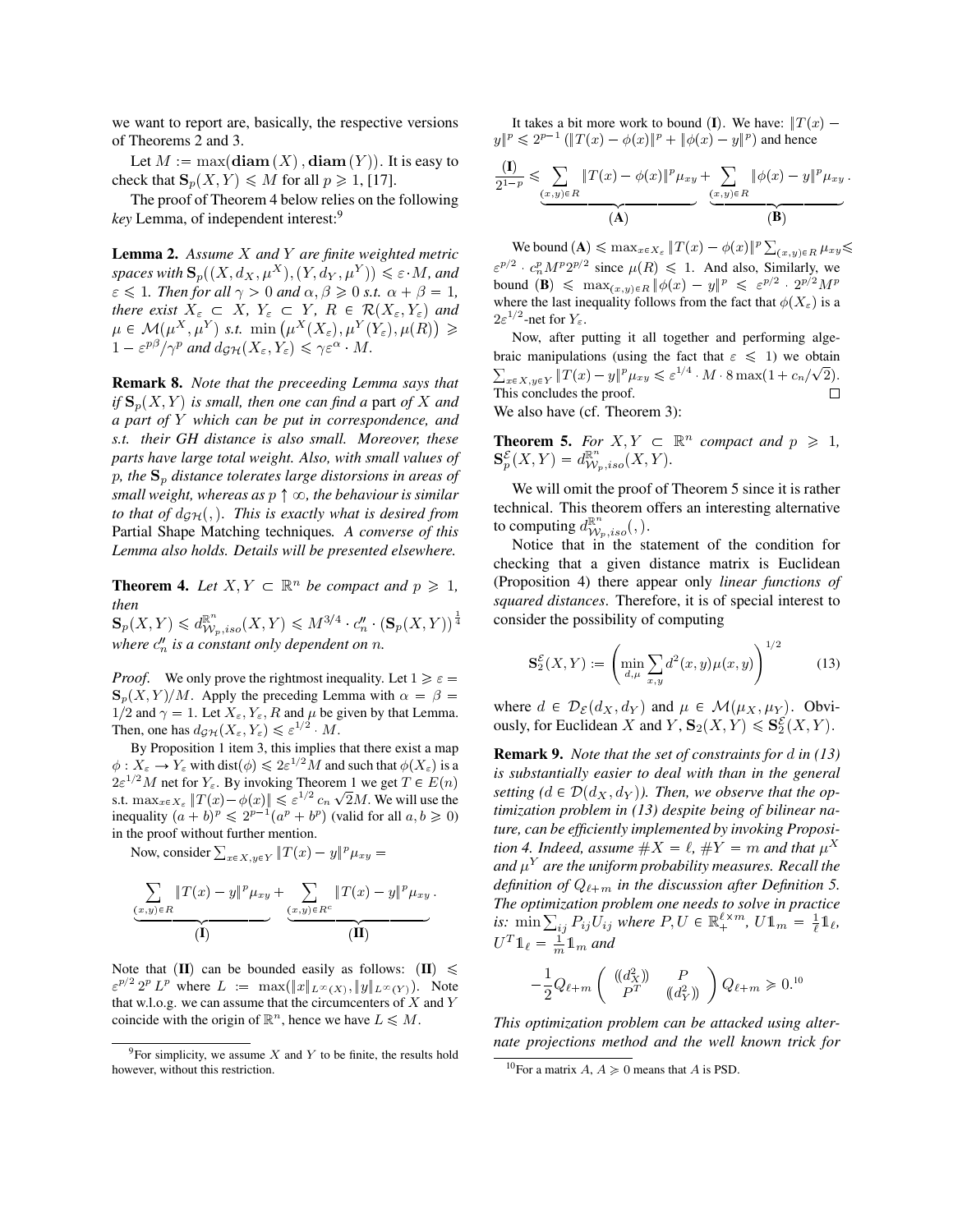we want to report are, basically, the respective versions of Theorems 2 and 3.

Let $M := \max(\mathbf{diam}(X), \mathbf{diam}(Y))$. It is easy to check that $\mathbf{S}_p(X,Y) \leqslant M$ for all $p \geqslant 1$, [17].

The proof of Theorem 4 below relies on the following *key* Lemma, of independent interest:[9]

**Lemma 2.** *Assume $X$ and $Y$ are finite weighted metric spaces with $\mathbf{S}_p((X,d_X,\mu^X),(Y,d_Y,\mu^Y)) \leqslant \varepsilon \cdot M$, and $\varepsilon \leqslant 1$. Then for all $\gamma > 0$ and $\alpha, \beta \geqslant 0$ s.t. $\alpha + \beta = 1$, there exist $X_\varepsilon \subset X$, $Y_\varepsilon \subset Y$, $R \in \mathcal{R}(X_\varepsilon, Y_\varepsilon)$ and $\mu \in \mathcal{M}(\mu^X,\mu^Y)$ s.t. $\min\left(\mu^X(X_\varepsilon), \mu^Y(Y_\varepsilon), \mu(R)\right) \geqslant 1 - \varepsilon^{p\beta}/\gamma^p$ and $d_{\mathcal{GH}}(X_\varepsilon, Y_\varepsilon) \leqslant \gamma\varepsilon^\alpha \cdot M$.*

**Remark 8.** *Note that the preceeding Lemma says that if $\mathbf{S}_p(X,Y)$ is small, then one can find a* part *of $X$ and a part of $Y$ which can be put in correspondence, and s.t. their GH distance is also small. Moreover, these parts have large total weight. Also, with small values of $p$, the $\mathbf{S}_p$ distance tolerates large distorsions in areas of small weight, whereas as $p \uparrow \infty$, the behaviour is similar to that of $d_{\mathcal{GH}}(,)$. This is exactly what is desired from* Partial Shape Matching techniques*. A converse of this Lemma also holds. Details will be presented elsewhere.*

**Theorem 4.** *Let $X, Y \subset \mathbb{R}^n$ be compact and $p \geqslant 1$, then*
$\mathbf{S}_p(X,Y) \leqslant d^{\mathbb{R}^n}_{\mathcal{W}_p,iso}(X,Y) \leqslant M^{3/4} \cdot c''_n \cdot (\mathbf{S}_p(X,Y))^{\frac{1}{4}}$
*where $c''_n$ is a constant only dependent on $n$.*

*Proof.* We only prove the rightmost inequality. Let $1 \geqslant \varepsilon = \mathbf{S}_p(X,Y)/M$. Apply the preceding Lemma with $\alpha = \beta = 1/2$ and $\gamma = 1$. Let $X_\varepsilon, Y_\varepsilon, R$ and $\mu$ be given by that Lemma. Then, one has $d_{\mathcal{GH}}(X_\varepsilon, Y_\varepsilon) \leqslant \varepsilon^{1/2} \cdot M$.

By Proposition 1 item 3, this implies that there exist a map $\phi : X_\varepsilon \to Y_\varepsilon$ with $\mathrm{dist}(\phi) \leqslant 2\varepsilon^{1/2}M$ and such that $\phi(X_\varepsilon)$ is a $2\varepsilon^{1/2}M$ net for $Y_\varepsilon$. By invoking Theorem 1 we get $T \in E(n)$ s.t. $\max_{x \in X_\varepsilon} \|T(x) - \phi(x)\| \leqslant \varepsilon^{1/2}\, c_n\, \sqrt{2}M$. We will use the inequality $(a+b)^p \leqslant 2^{p-1}(a^p + b^p)$ (valid for all $a, b \geqslant 0$) in the proof without further mention.

Now, consider $\sum_{x \in X, y \in Y} \|T(x) - y\|^p \mu_{xy} =$

$$\underbrace{\sum_{(x,y)\in R} \|T(x) - y\|^p \mu_{xy}}_{(\mathbf{I})} + \underbrace{\sum_{(x,y)\in R^c} \|T(x) - y\|^p \mu_{xy}}_{(\mathbf{II})}.$$

Note that $(\mathbf{II})$ can be bounded easily as follows: $(\mathbf{II}) \leqslant \varepsilon^{p/2}\, 2^p\, L^p$ where $L := \max(\|x\|_{L^\infty(X)}, \|y\|_{L^\infty(Y)})$. Note that w.l.o.g. we can assume that the circumcenters of $X$ and $Y$ coincide with the origin of $\mathbb{R}^n$, hence we have $L \leqslant M$.

It takes a bit more work to bound $(\mathbf{I})$. We have: $\|T(x) - y\|^p \leqslant 2^{p-1}\left(\|T(x) - \phi(x)\|^p + \|\phi(x) - y\|^p\right)$ and hence

$$\frac{(\mathbf{I})}{2^{1-p}} \leqslant \underbrace{\sum_{(x,y)\in R} \|T(x) - \phi(x)\|^p \mu_{xy}}_{(\mathbf{A})} + \underbrace{\sum_{(x,y)\in R} \|\phi(x) - y\|^p \mu_{xy}}_{(\mathbf{B})}.$$

We bound $(\mathbf{A}) \leqslant \max_{x \in X_\varepsilon} \|T(x) - \phi(x)\|^p \sum_{(x,y)\in R} \mu_{xy} \leqslant \varepsilon^{p/2} \cdot c_n^p M^p 2^{p/2}$ since $\mu(R) \leqslant 1$. And also, Similarly, we bound $(\mathbf{B}) \leqslant \max_{(x,y)\in R} \|\phi(x) - y\|^p \leqslant \varepsilon^{p/2} \cdot 2^{p/2} M^p$ where the last inequality follows from the fact that $\phi(X_\varepsilon)$ is a $2\varepsilon^{1/2}$-net for $Y_\varepsilon$.

Now, after putting it all together and performing algebraic manipulations (using the fact that $\varepsilon \leqslant 1$) we obtain $\sum_{x \in X, y \in Y} \|T(x) - y\|^p \mu_{xy} \leqslant \varepsilon^{1/4} \cdot M \cdot 8\max(1 + c_n/\sqrt{2})$. This concludes the proof. $\square$

We also have (cf. Theorem 3):

**Theorem 5.** *For $X, Y \subset \mathbb{R}^n$ compact and $p \geqslant 1$, $\mathbf{S}^{\mathcal{E}}_p(X,Y) = d^{\mathbb{R}^n}_{\mathcal{W}_p,iso}(X,Y)$.*

We will omit the proof of Theorem 5 since it is rather technical. This theorem offers an interesting alternative to computing $d^{\mathbb{R}^n}_{\mathcal{W}_p,iso}(,)$.

Notice that in the statement of the condition for checking that a given distance matrix is Euclidean (Proposition 4) there appear only *linear functions of squared distances*. Therefore, it is of special interest to consider the possibility of computing

$$\mathbf{S}^{\mathcal{E}}_2(X,Y) := \left(\min_{d,\mu} \sum_{x,y} d^2(x,y)\mu(x,y)\right)^{1/2} \tag{13}$$

where $d \in \mathcal{D}_{\mathcal{E}}(d_X, d_Y)$ and $\mu \in \mathcal{M}(\mu_X, \mu_Y)$. Obviously, for Euclidean $X$ and $Y$, $\mathbf{S}_2(X,Y) \leqslant \mathbf{S}^{\mathcal{E}}_2(X,Y)$.

**Remark 9.** *Note that the set of constraints for $d$ in (13) is substantially easier to deal with than in the general setting ($d \in \mathcal{D}(d_X, d_Y)$). Then, we observe that the optimization problem in (13) despite being of bilinear nature, can be efficiently implemented by invoking Proposition 4. Indeed, assume $\#X = \ell$, $\#Y = m$ and that $\mu^X$ and $\mu^Y$ are the uniform probability measures. Recall the definition of $Q_{\ell+m}$ in the discussion after Definition 5. The optimization problem one needs to solve in practice is: $\min \sum_{ij} P_{ij} U_{ij}$ where $P, U \in \mathbb{R}_+^{\ell \times m}$, $U\mathbb{1}_m = \frac{1}{\ell}\mathbb{1}_\ell$, $U^T\mathbb{1}_\ell = \frac{1}{m}\mathbb{1}_m$ and*

$$-\frac{1}{2} Q_{\ell+m} \begin{pmatrix} (\!(d_X^2)\!) & P \\ P^T & (\!(d_Y^2)\!) \end{pmatrix} Q_{\ell+m} \geqslant 0.\text{[10]}$$

*This optimization problem can be attacked using alternate projections method and the well known trick for*

---

[9] For simplicity, we assume $X$ and $Y$ to be finite, the results hold however, without this restriction.

[10] For a matrix $A$, $A \geqslant 0$ means that $A$ is PSD.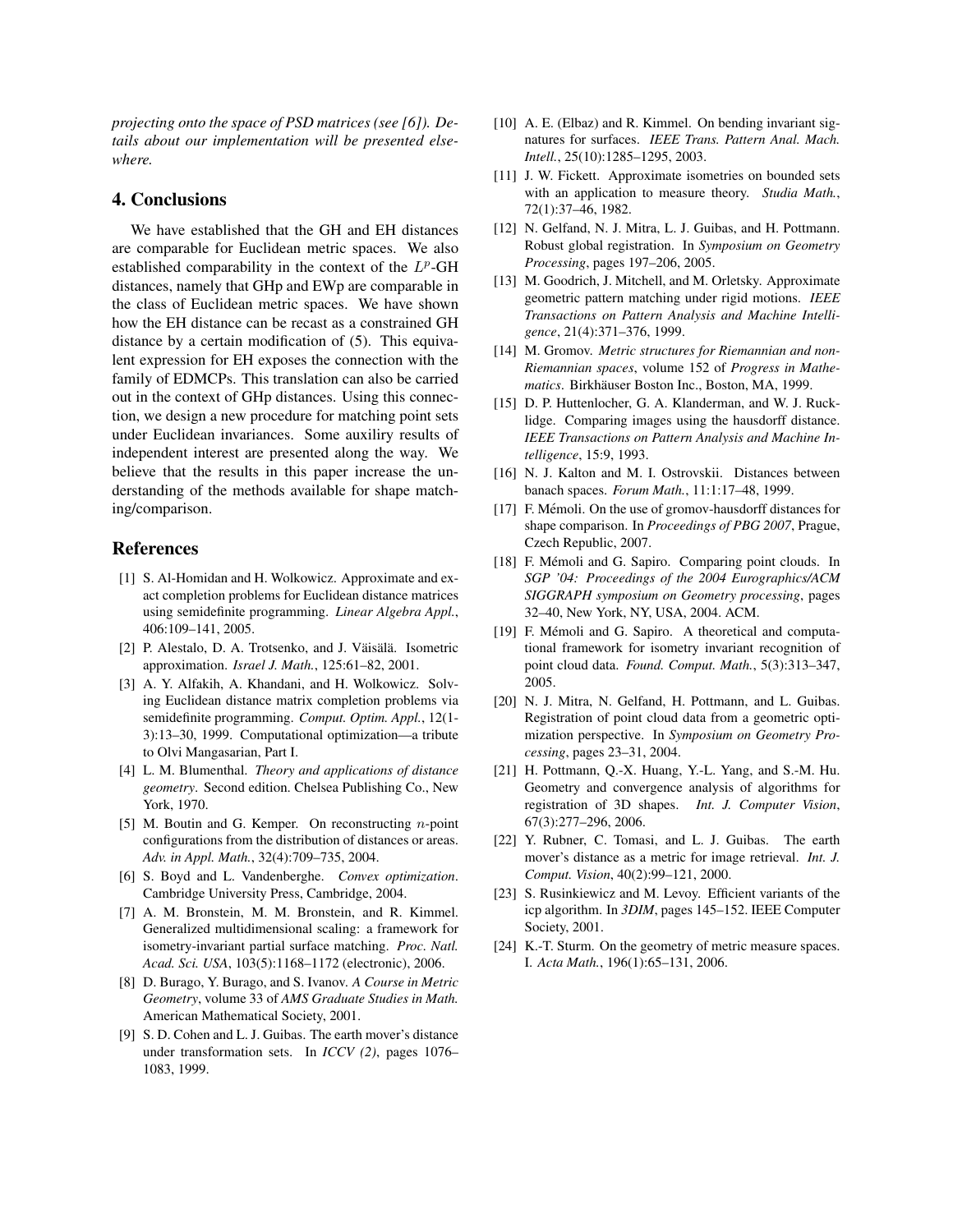*projecting onto the space of PSD matrices (see [6]). Details about our implementation will be presented elsewhere.*

## 4. Conclusions

We have established that the GH and EH distances are comparable for Euclidean metric spaces. We also established comparability in the context of the $L^p$-GH distances, namely that GHp and EWp are comparable in the class of Euclidean metric spaces. We have shown how the EH distance can be recast as a constrained GH distance by a certain modification of (5). This equivalent expression for EH exposes the connection with the family of EDMCPs. This translation can also be carried out in the context of GHp distances. Using this connection, we design a new procedure for matching point sets under Euclidean invariances. Some auxiliry results of independent interest are presented along the way. We believe that the results in this paper increase the understanding of the methods available for shape matching/comparison.

## References

[1] S. Al-Homidan and H. Wolkowicz. Approximate and exact completion problems for Euclidean distance matrices using semidefinite programming. *Linear Algebra Appl.*, 406:109–141, 2005.

[2] P. Alestalo, D. A. Trotsenko, and J. Väisälä. Isometric approximation. *Israel J. Math.*, 125:61–82, 2001.

[3] A. Y. Alfakih, A. Khandani, and H. Wolkowicz. Solving Euclidean distance matrix completion problems via semidefinite programming. *Comput. Optim. Appl.*, 12(1-3):13–30, 1999. Computational optimization—a tribute to Olvi Mangasarian, Part I.

[4] L. M. Blumenthal. *Theory and applications of distance geometry*. Second edition. Chelsea Publishing Co., New York, 1970.

[5] M. Boutin and G. Kemper. On reconstructing $n$-point configurations from the distribution of distances or areas. *Adv. in Appl. Math.*, 32(4):709–735, 2004.

[6] S. Boyd and L. Vandenberghe. *Convex optimization*. Cambridge University Press, Cambridge, 2004.

[7] A. M. Bronstein, M. M. Bronstein, and R. Kimmel. Generalized multidimensional scaling: a framework for isometry-invariant partial surface matching. *Proc. Natl. Acad. Sci. USA*, 103(5):1168–1172 (electronic), 2006.

[8] D. Burago, Y. Burago, and S. Ivanov. *A Course in Metric Geometry*, volume 33 of *AMS Graduate Studies in Math.* American Mathematical Society, 2001.

[9] S. D. Cohen and L. J. Guibas. The earth mover's distance under transformation sets. In *ICCV (2)*, pages 1076–1083, 1999.

[10] A. E. (Elbaz) and R. Kimmel. On bending invariant signatures for surfaces. *IEEE Trans. Pattern Anal. Mach. Intell.*, 25(10):1285–1295, 2003.

[11] J. W. Fickett. Approximate isometries on bounded sets with an application to measure theory. *Studia Math.*, 72(1):37–46, 1982.

[12] N. Gelfand, N. J. Mitra, L. J. Guibas, and H. Pottmann. Robust global registration. In *Symposium on Geometry Processing*, pages 197–206, 2005.

[13] M. Goodrich, J. Mitchell, and M. Orletsky. Approximate geometric pattern matching under rigid motions. *IEEE Transactions on Pattern Analysis and Machine Intelligence*, 21(4):371–376, 1999.

[14] M. Gromov. *Metric structures for Riemannian and non-Riemannian spaces*, volume 152 of *Progress in Mathematics*. Birkhäuser Boston Inc., Boston, MA, 1999.

[15] D. P. Huttenlocher, G. A. Klanderman, and W. J. Rucklidge. Comparing images using the hausdorff distance. *IEEE Transactions on Pattern Analysis and Machine Intelligence*, 15:9, 1993.

[16] N. J. Kalton and M. I. Ostrovskii. Distances between banach spaces. *Forum Math.*, 11:1:17–48, 1999.

[17] F. Mémoli. On the use of gromov-hausdorff distances for shape comparison. In *Proceedings of PBG 2007*, Prague, Czech Republic, 2007.

[18] F. Mémoli and G. Sapiro. Comparing point clouds. In *SGP '04: Proceedings of the 2004 Eurographics/ACM SIGGRAPH symposium on Geometry processing*, pages 32–40, New York, NY, USA, 2004. ACM.

[19] F. Mémoli and G. Sapiro. A theoretical and computational framework for isometry invariant recognition of point cloud data. *Found. Comput. Math.*, 5(3):313–347, 2005.

[20] N. J. Mitra, N. Gelfand, H. Pottmann, and L. Guibas. Registration of point cloud data from a geometric optimization perspective. In *Symposium on Geometry Processing*, pages 23–31, 2004.

[21] H. Pottmann, Q.-X. Huang, Y.-L. Yang, and S.-M. Hu. Geometry and convergence analysis of algorithms for registration of 3D shapes. *Int. J. Computer Vision*, 67(3):277–296, 2006.

[22] Y. Rubner, C. Tomasi, and L. J. Guibas. The earth mover's distance as a metric for image retrieval. *Int. J. Comput. Vision*, 40(2):99–121, 2000.

[23] S. Rusinkiewicz and M. Levoy. Efficient variants of the icp algorithm. In *3DIM*, pages 145–152. IEEE Computer Society, 2001.

[24] K.-T. Sturm. On the geometry of metric measure spaces. I. *Acta Math.*, 196(1):65–131, 2006.